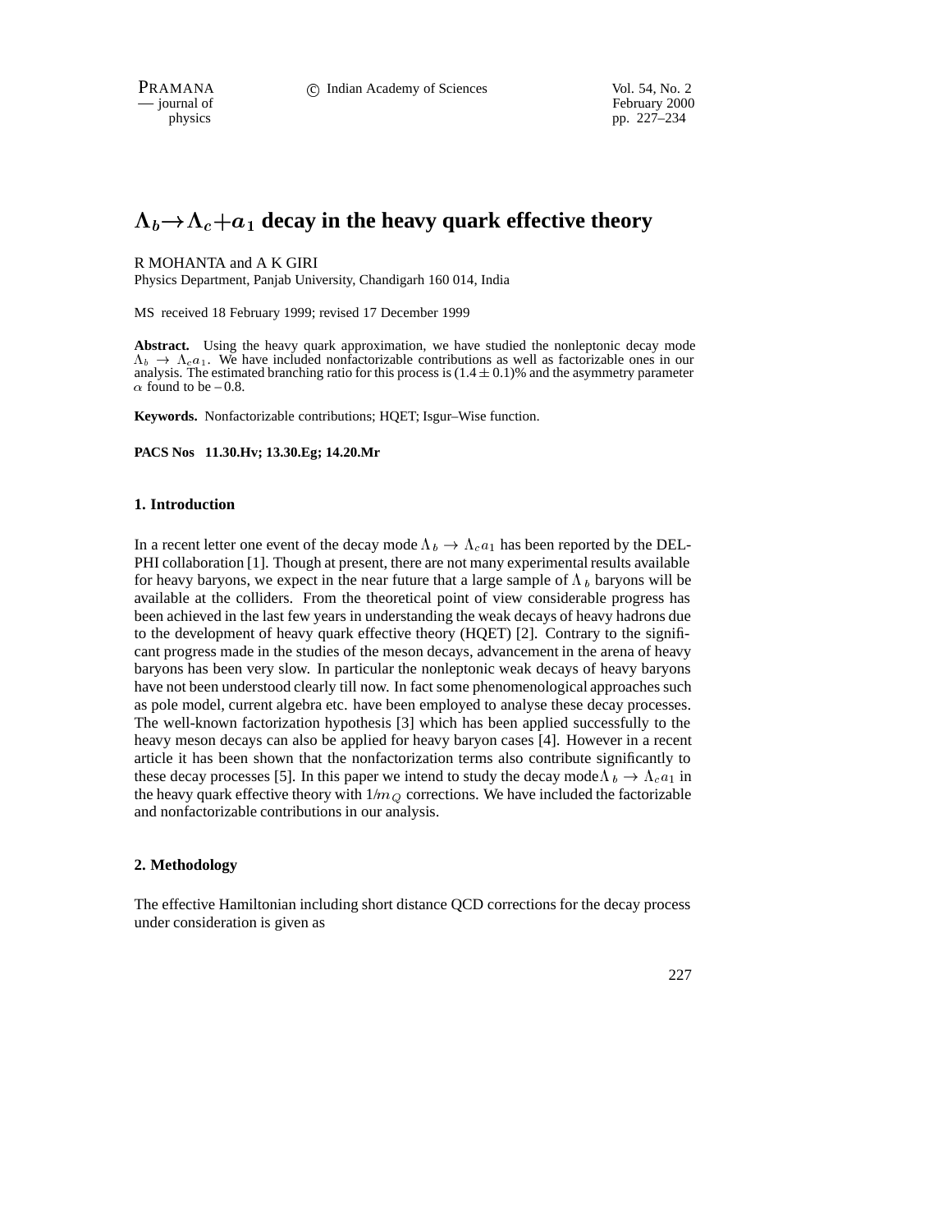# $\Lambda_b \to \Lambda_c + a_1$ decay in the heavy quark effective theory

R MOHANTA and A K GIRI

Physics Department, Panjab University, Chandigarh 160 014, India

MS received 18 February 1999; revised 17 December 1999

**Abstract.** Using the heavy quark approximation, we have studied the nonleptonic decay mode $\Lambda_b \to \Lambda_c a_1$. We have included nonfactorizable contributions as well as factorizable ones in our analysis. The estimated branching ratio for this process is $(1.4 \pm 0.1)$% and the asymmetry parameter $\alpha$ found to be – 0.8.

**Keywords.** Nonfactorizable contributions; HQET; Isgur–Wise function.

**PACS Nos 11.30.Hv; 13.30.Eg; 14.20.Mr**

## 1. Introduction

In a recent letter one event of the decay mode $\Lambda_b \to \Lambda_c a_1$ has been reported by the DELPHI collaboration [1]. Though at present, there are not many experimental results available for heavy baryons, we expect in the near future that a large sample of $\Lambda_b$ baryons will be available at the colliders. From the theoretical point of view considerable progress has been achieved in the last few years in understanding the weak decays of heavy hadrons due to the development of heavy quark effective theory (HQET) [2]. Contrary to the significant progress made in the studies of the meson decays, advancement in the arena of heavy baryons has been very slow. In particular the nonleptonic weak decays of heavy baryons have not been understood clearly till now. In fact some phenomenological approaches such as pole model, current algebra etc. have been employed to analyse these decay processes. The well-known factorization hypothesis [3] which has been applied successfully to the heavy meson decays can also be applied for heavy baryon cases [4]. However in a recent article it has been shown that the nonfactorization terms also contribute significantly to these decay processes [5]. In this paper we intend to study the decay mode $\Lambda_b \to \Lambda_c a_1$ in the heavy quark effective theory with $1/m_Q$ corrections. We have included the factorizable and nonfactorizable contributions in our analysis.

## 2. Methodology

The effective Hamiltonian including short distance QCD corrections for the decay process under consideration is given as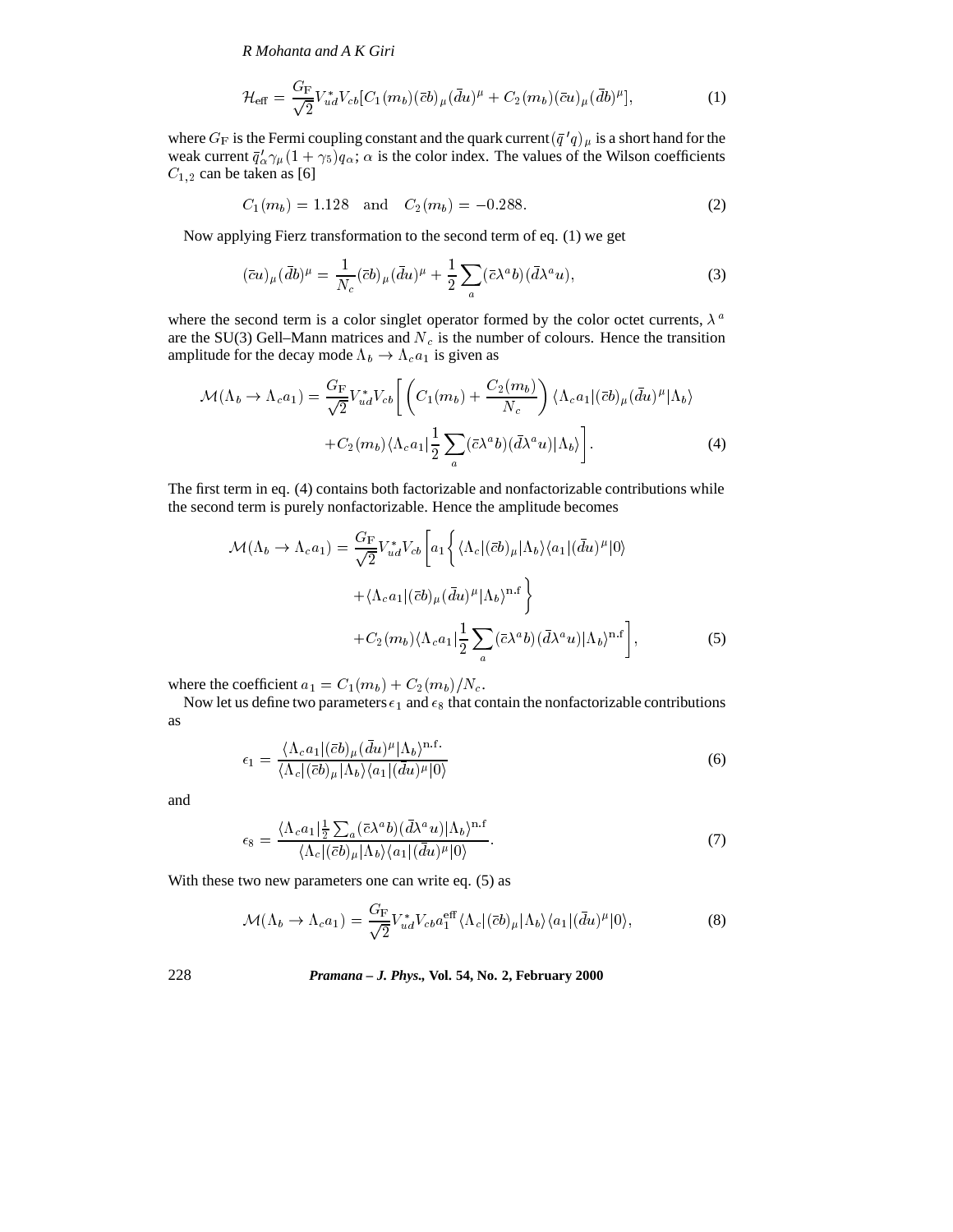$$\mathcal{H}_{\text{eff}} = \frac{G_{\text{F}}}{\sqrt{2}} V_{ud}^{*} V_{cb} [C_1(m_b)(\bar{c}b)_{\mu}(\bar{d}u)^{\mu} + C_2(m_b)(\bar{c}u)_{\mu}(\bar{d}b)^{\mu}], \tag{1}$$

where $G_{\text{F}}$ is the Fermi coupling constant and the quark current $(\bar{q}'q)_{\mu}$ is a short hand for the weak current $\bar{q}'_{\alpha}\gamma_{\mu}(1+\gamma_5)q_{\alpha}$; $\alpha$ is the color index. The values of the Wilson coefficients $C_{1,2}$ can be taken as [6]

$$C_1(m_b) = 1.128 \quad \text{and} \quad C_2(m_b) = -0.288. \tag{2}$$

Now applying Fierz transformation to the second term of eq. (1) we get

$$(\bar{c}u)_{\mu}(\bar{d}b)^{\mu} = \frac{1}{N_c}(\bar{c}b)_{\mu}(\bar{d}u)^{\mu} + \frac{1}{2}\sum_{a}(\bar{c}\lambda^a b)(\bar{d}\lambda^a u), \tag{3}$$

where the second term is a color singlet operator formed by the color octet currents, $\lambda^a$ are the SU(3) Gell–Mann matrices and $N_c$ is the number of colours. Hence the transition amplitude for the decay mode $\Lambda_b \to \Lambda_c a_1$ is given as

$$\begin{aligned}\mathcal{M}(\Lambda_b \to \Lambda_c a_1) = \frac{G_{\text{F}}}{\sqrt{2}} V_{ud}^{*} V_{cb} \Bigg[ &\left( C_1(m_b) + \frac{C_2(m_b)}{N_c} \right) \langle \Lambda_c a_1 | (\bar{c}b)_{\mu}(\bar{d}u)^{\mu} | \Lambda_b \rangle \\ &+ C_2(m_b) \langle \Lambda_c a_1 | \frac{1}{2}\sum_{a}(\bar{c}\lambda^a b)(\bar{d}\lambda^a u) | \Lambda_b \rangle \Bigg].\end{aligned} \tag{4}$$

The first term in eq. (4) contains both factorizable and nonfactorizable contributions while the second term is purely nonfactorizable. Hence the amplitude becomes

$$\begin{aligned}\mathcal{M}(\Lambda_b \to \Lambda_c a_1) = \frac{G_{\text{F}}}{\sqrt{2}} V_{ud}^{*} V_{cb} \Bigg[ a_1 \bigg\{ &\langle \Lambda_c | (\bar{c}b)_{\mu} | \Lambda_b \rangle \langle a_1 | (\bar{d}u)^{\mu} | 0 \rangle \\ &+ \langle \Lambda_c a_1 | (\bar{c}b)_{\mu}(\bar{d}u)^{\mu} | \Lambda_b \rangle^{\text{n.f}} \bigg\} \\ &+ C_2(m_b) \langle \Lambda_c a_1 | \frac{1}{2}\sum_{a}(\bar{c}\lambda^a b)(\bar{d}\lambda^a u) | \Lambda_b \rangle^{\text{n.f}} \Bigg],\end{aligned} \tag{5}$$

where the coefficient $a_1 = C_1(m_b) + C_2(m_b)/N_c$.

Now let us define two parameters $\epsilon_1$ and $\epsilon_8$ that contain the nonfactorizable contributions as

$$\epsilon_1 = \frac{\langle \Lambda_c a_1 | (\bar{c}b)_{\mu}(\bar{d}u)^{\mu} | \Lambda_b \rangle^{\text{n.f.}}}{\langle \Lambda_c | (\bar{c}b)_{\mu} | \Lambda_b \rangle \langle a_1 | (\bar{d}u)^{\mu} | 0 \rangle} \tag{6}$$

and

$$\epsilon_8 = \frac{\langle \Lambda_c a_1 | \frac{1}{2}\sum_{a}(\bar{c}\lambda^a b)(\bar{d}\lambda^a u) | \Lambda_b \rangle^{\text{n.f}}}{\langle \Lambda_c | (\bar{c}b)_{\mu} | \Lambda_b \rangle \langle a_1 | (\bar{d}u)^{\mu} | 0 \rangle}. \tag{7}$$

With these two new parameters one can write eq. (5) as

$$\mathcal{M}(\Lambda_b \to \Lambda_c a_1) = \frac{G_{\text{F}}}{\sqrt{2}} V_{ud}^{*} V_{cb} a_1^{\text{eff}} \langle \Lambda_c | (\bar{c}b)_{\mu} | \Lambda_b \rangle \langle a_1 | (\bar{d}u)^{\mu} | 0 \rangle, \tag{8}$$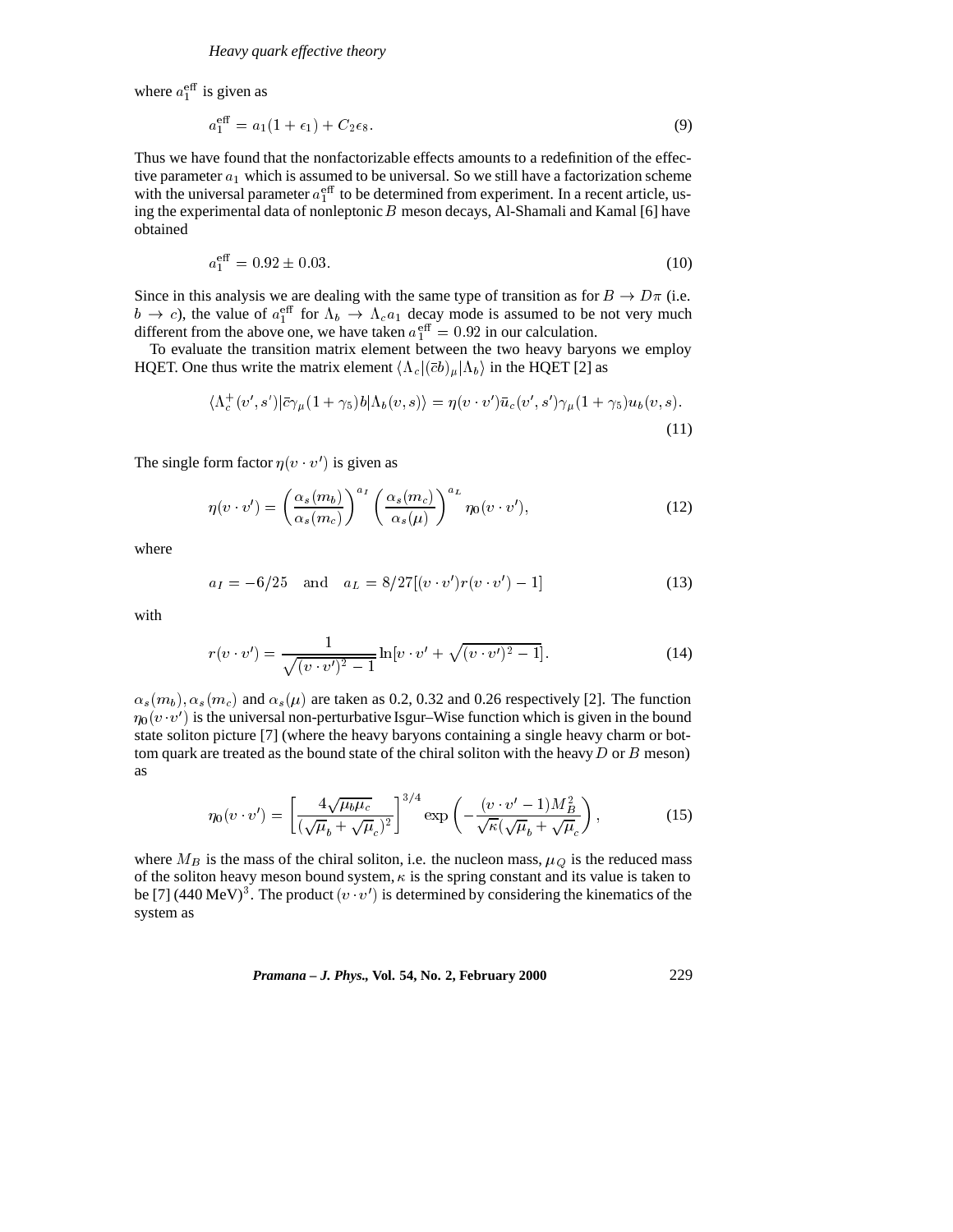where $a_1^{\text{eff}}$ is given as

$$a_1^{\text{eff}} = a_1(1+\epsilon_1) + C_2\epsilon_8. \tag{9}$$

Thus we have found that the nonfactorizable effects amounts to a redefinition of the effective parameter $a_1$ which is assumed to be universal. So we still have a factorization scheme with the universal parameter $a_1^{\text{eff}}$ to be determined from experiment. In a recent article, using the experimental data of nonleptonic $B$ meson decays, Al-Shamali and Kamal [6] have obtained

$$a_1^{\text{eff}} = 0.92 \pm 0.03. \tag{10}$$

Since in this analysis we are dealing with the same type of transition as for $B \to D\pi$ (i.e. $b \to c$), the value of $a_1^{\text{eff}}$ for $\Lambda_b \to \Lambda_c a_1$ decay mode is assumed to be not very much different from the above one, we have taken $a_1^{\text{eff}} = 0.92$ in our calculation.

To evaluate the transition matrix element between the two heavy baryons we employ HQET. One thus write the matrix element $\langle \Lambda_c | (\bar{c}b)_\mu | \Lambda_b \rangle$ in the HQET [2] as

$$\langle \Lambda_c^+(v', s') | \bar{c}\gamma_\mu(1+\gamma_5)b | \Lambda_b(v, s) \rangle = \eta(v \cdot v')\bar{u}_c(v', s')\gamma_\mu(1+\gamma_5)u_b(v, s). \tag{11}$$

The single form factor $\eta(v \cdot v')$ is given as

$$\eta(v \cdot v') = \left(\frac{\alpha_s(m_b)}{\alpha_s(m_c)}\right)^{a_I} \left(\frac{\alpha_s(m_c)}{\alpha_s(\mu)}\right)^{a_L} \eta_0(v \cdot v'), \tag{12}$$

where

$$a_I = -6/25 \quad \text{and} \quad a_L = 8/27[(v \cdot v')r(v \cdot v') - 1] \tag{13}$$

with

$$r(v \cdot v') = \frac{1}{\sqrt{(v \cdot v')^2 - 1}} \ln[v \cdot v' + \sqrt{(v \cdot v')^2 - 1}]. \tag{14}$$

$\alpha_s(m_b), \alpha_s(m_c)$ and $\alpha_s(\mu)$ are taken as 0.2, 0.32 and 0.26 respectively [2]. The function $\eta_0(v \cdot v')$ is the universal non-perturbative Isgur–Wise function which is given in the bound state soliton picture [7] (where the heavy baryons containing a single heavy charm or bottom quark are treated as the bound state of the chiral soliton with the heavy $D$ or $B$ meson) as

$$\eta_0(v \cdot v') = \left[\frac{4\sqrt{\mu_b \mu_c}}{(\sqrt{\mu}_b + \sqrt{\mu}_c)^2}\right]^{3/4} \exp\left(-\frac{(v \cdot v' - 1)M_B^2}{\sqrt{\kappa}(\sqrt{\mu}_b + \sqrt{\mu}_c)}\right), \tag{15}$$

where $M_B$ is the mass of the chiral soliton, i.e. the nucleon mass, $\mu_Q$ is the reduced mass of the soliton heavy meson bound system, $\kappa$ is the spring constant and its value is taken to be [7] $(440 \text{ MeV})^3$. The product $(v \cdot v')$ is determined by considering the kinematics of the system as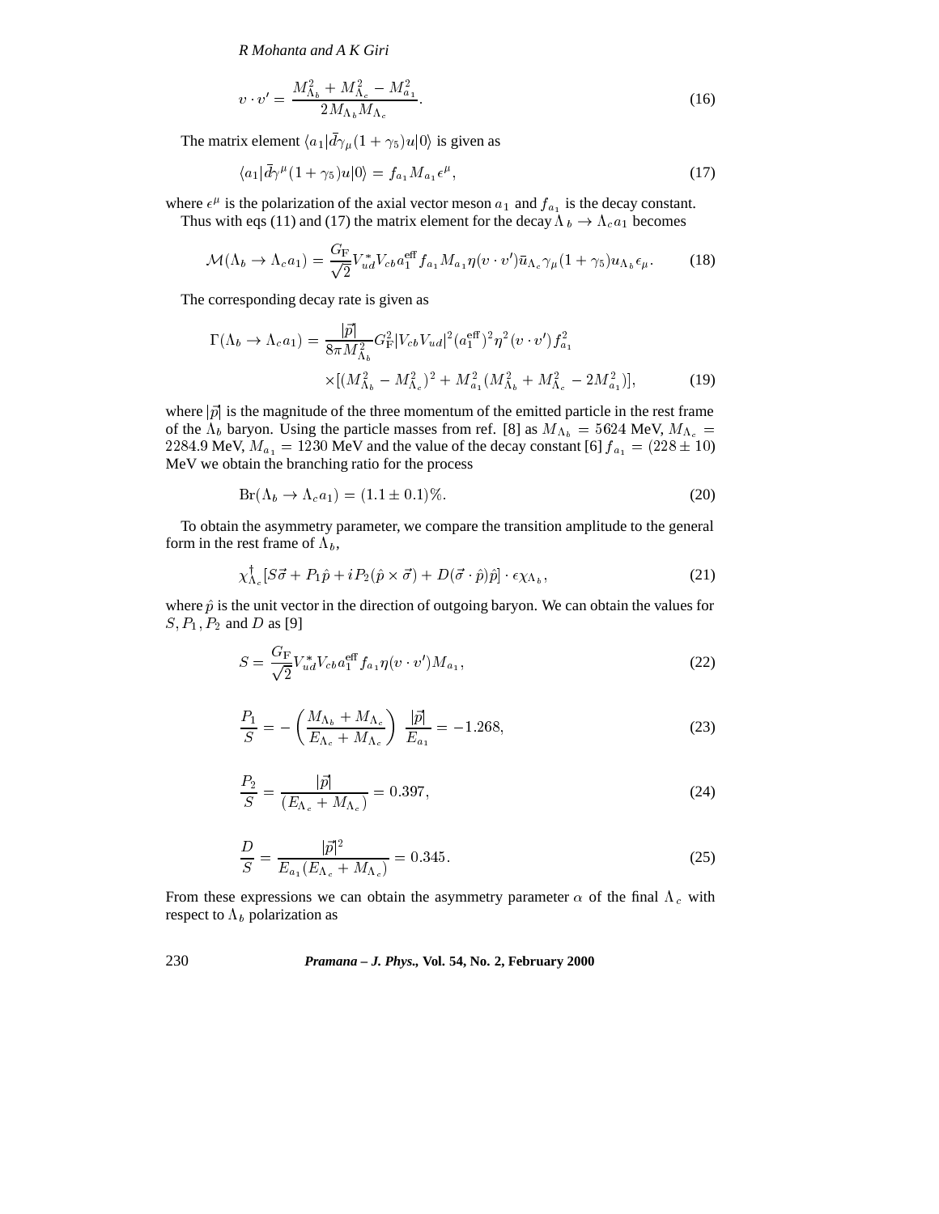$$v \cdot v' = \frac{M_{\Lambda_b}^2 + M_{\Lambda_c}^2 - M_{a_1}^2}{2M_{\Lambda_b} M_{\Lambda_c}}. \tag{16}$$

The matrix element $\langle a_1 | \bar{d}\gamma_\mu (1+\gamma_5) u | 0 \rangle$ is given as

$$\langle a_1 | \bar{d}\gamma^\mu (1+\gamma_5) u | 0 \rangle = f_{a_1} M_{a_1} \epsilon^\mu, \tag{17}$$

where $\epsilon^\mu$ is the polarization of the axial vector meson $a_1$ and $f_{a_1}$ is the decay constant.

Thus with eqs (11) and (17) the matrix element for the decay $\Lambda_b \to \Lambda_c a_1$ becomes

$$\mathcal{M}(\Lambda_b \to \Lambda_c a_1) = \frac{G_{\rm F}}{\sqrt{2}} V_{ud}^* V_{cb} a_1^{\rm eff} f_{a_1} M_{a_1} \eta(v \cdot v') \bar{u}_{\Lambda_c} \gamma_\mu (1+\gamma_5) u_{\Lambda_b} \epsilon_\mu. \tag{18}$$

The corresponding decay rate is given as

$$\Gamma(\Lambda_b \to \Lambda_c a_1) = \frac{|\vec{p}|}{8\pi M_{\Lambda_b}^2} G_{\rm F}^2 |V_{cb} V_{ud}|^2 (a_1^{\rm eff})^2 \eta^2 (v \cdot v') f_{a_1}^2 \times [(M_{\Lambda_b}^2 - M_{\Lambda_c}^2)^2 + M_{a_1}^2 (M_{\Lambda_b}^2 + M_{\Lambda_c}^2 - 2M_{a_1}^2)], \tag{19}$$

where $|\vec{p}|$ is the magnitude of the three momentum of the emitted particle in the rest frame of the $\Lambda_b$ baryon. Using the particle masses from ref. [8] as $M_{\Lambda_b} = 5624$ MeV, $M_{\Lambda_c} = 2284.9$ MeV, $M_{a_1} = 1230$ MeV and the value of the decay constant [6] $f_{a_1} = (228 \pm 10)$ MeV we obtain the branching ratio for the process

$${\rm Br}(\Lambda_b \to \Lambda_c a_1) = (1.1 \pm 0.1)\%. \tag{20}$$

To obtain the asymmetry parameter, we compare the transition amplitude to the general form in the rest frame of $\Lambda_b$,

$$\chi_{\Lambda_c}^\dagger [S\vec{\sigma} + P_1 \hat{p} + iP_2(\hat{p} \times \vec{\sigma}) + D(\vec{\sigma} \cdot \hat{p})\hat{p}] \cdot \epsilon \chi_{\Lambda_b}, \tag{21}$$

where $\hat{p}$ is the unit vector in the direction of outgoing baryon. We can obtain the values for $S, P_1, P_2$ and $D$ as [9]

$$S = \frac{G_{\rm F}}{\sqrt{2}} V_{ud}^* V_{cb} a_1^{\rm eff} f_{a_1} \eta(v \cdot v') M_{a_1}, \tag{22}$$

$$\frac{P_1}{S} = -\left(\frac{M_{\Lambda_b} + M_{\Lambda_c}}{E_{\Lambda_c} + M_{\Lambda_c}}\right) \frac{|\vec{p}|}{E_{a_1}} = -1.268, \tag{23}$$

$$\frac{P_2}{S} = \frac{|\vec{p}|}{(E_{\Lambda_c} + M_{\Lambda_c})} = 0.397, \tag{24}$$

$$\frac{D}{S} = \frac{|\vec{p}|^2}{E_{a_1}(E_{\Lambda_c} + M_{\Lambda_c})} = 0.345. \tag{25}$$

From these expressions we can obtain the asymmetry parameter $\alpha$ of the final $\Lambda_c$ with respect to $\Lambda_b$ polarization as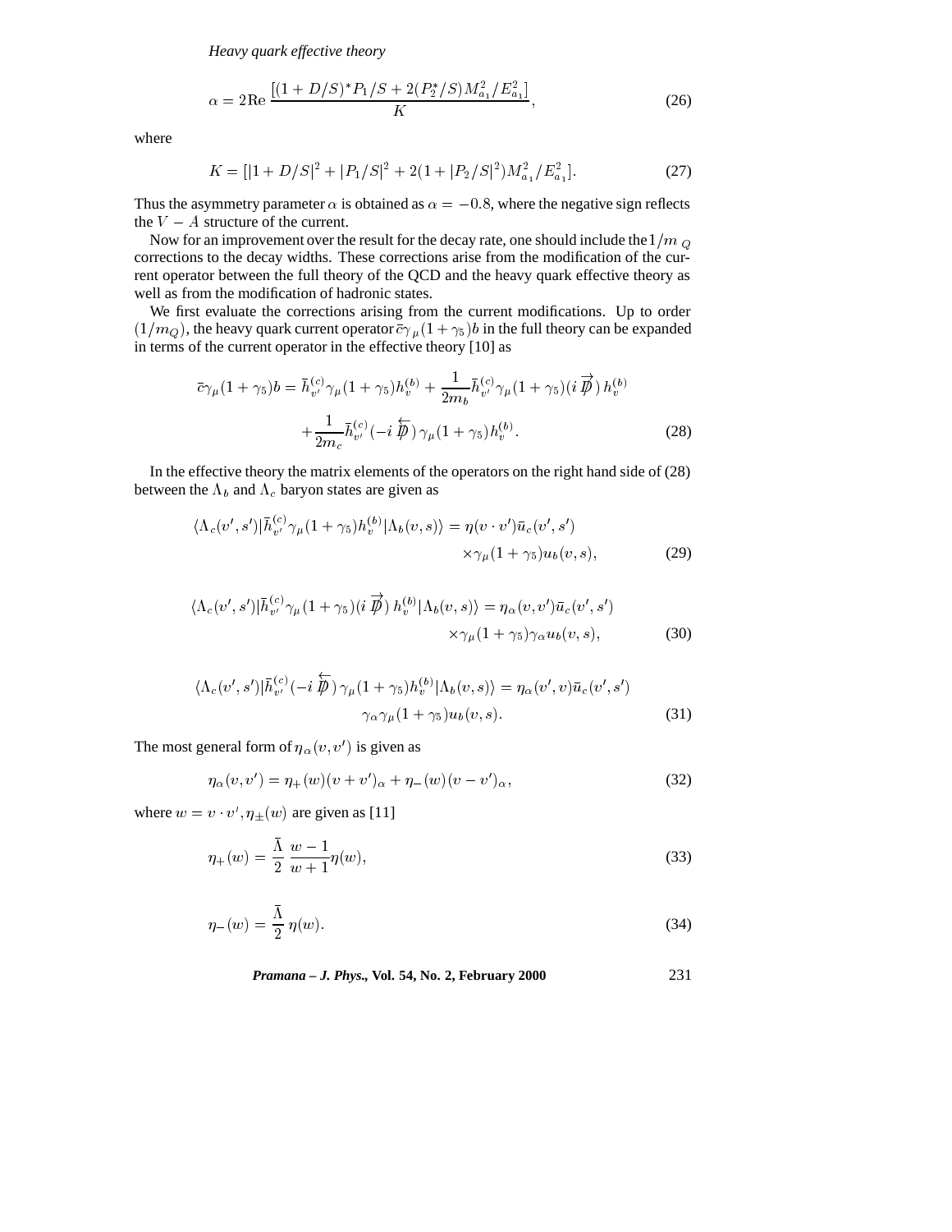$$\alpha = 2\mathrm{Re}\,\frac{[(1+D/S)^* P_1/S + 2(P_2^*/S)M_{a_1}^2/E_{a_1}^2]}{K}, \tag{26}$$

where

$$K = [|1+D/S|^2 + |P_1/S|^2 + 2(1+|P_2/S|^2)M_{a_1}^2/E_{a_1}^2]. \tag{27}$$

Thus the asymmetry parameter $\alpha$ is obtained as $\alpha = -0.8$, where the negative sign reflects the $V-A$ structure of the current.

Now for an improvement over the result for the decay rate, one should include the $1/m_Q$ corrections to the decay widths. These corrections arise from the modification of the current operator between the full theory of the QCD and the heavy quark effective theory as well as from the modification of hadronic states.

We first evaluate the corrections arising from the current modifications. Up to order $(1/m_Q)$, the heavy quark current operator $\bar{c}\gamma_\mu(1+\gamma_5)b$ in the full theory can be expanded in terms of the current operator in the effective theory [10] as

$$\begin{aligned}\bar{c}\gamma_\mu(1+\gamma_5)b &= \bar{h}_{v'}^{(c)}\gamma_\mu(1+\gamma_5)h_v^{(b)} + \frac{1}{2m_b}\bar{h}_{v'}^{(c)}\gamma_\mu(1+\gamma_5)(i\overrightarrow{\not{D}})\,h_v^{(b)} \\ &\quad + \frac{1}{2m_c}\bar{h}_{v'}^{(c)}(-i\overleftarrow{\not{D}})\,\gamma_\mu(1+\gamma_5)h_v^{(b)}.\end{aligned} \tag{28}$$

In the effective theory the matrix elements of the operators on the right hand side of (28) between the $\Lambda_b$ and $\Lambda_c$ baryon states are given as

$$\begin{aligned}\langle\Lambda_c(v',s')|\bar{h}_{v'}^{(c)}\gamma_\mu(1+\gamma_5)h_v^{(b)}|\Lambda_b(v,s)\rangle &= \eta(v\cdot v')\bar{u}_c(v',s') \\ &\quad \times\gamma_\mu(1+\gamma_5)u_b(v,s),\end{aligned} \tag{29}$$

$$\begin{aligned}\langle\Lambda_c(v',s')|\bar{h}_{v'}^{(c)}\gamma_\mu(1+\gamma_5)(i\overrightarrow{\not{D}})\,h_v^{(b)}|\Lambda_b(v,s)\rangle &= \eta_\alpha(v,v')\bar{u}_c(v',s') \\ &\quad \times\gamma_\mu(1+\gamma_5)\gamma_\alpha u_b(v,s),\end{aligned} \tag{30}$$

$$\begin{aligned}\langle\Lambda_c(v',s')|\bar{h}_{v'}^{(c)}(-i\overleftarrow{\not{D}})\,\gamma_\mu(1+\gamma_5)h_v^{(b)}|\Lambda_b(v,s)\rangle &= \eta_\alpha(v',v)\bar{u}_c(v',s') \\ &\quad \gamma_\alpha\gamma_\mu(1+\gamma_5)u_b(v,s).\end{aligned} \tag{31}$$

The most general form of $\eta_\alpha(v,v')$ is given as

$$\eta_\alpha(v,v') = \eta_+(w)(v+v')_\alpha + \eta_-(w)(v-v')_\alpha, \tag{32}$$

where $w = v\cdot v', \eta_\pm(w)$ are given as [11]

$$\eta_+(w) = \frac{\bar{\Lambda}}{2}\,\frac{w-1}{w+1}\eta(w), \tag{33}$$

$$\eta_-(w) = \frac{\bar{\Lambda}}{2}\,\eta(w). \tag{34}$$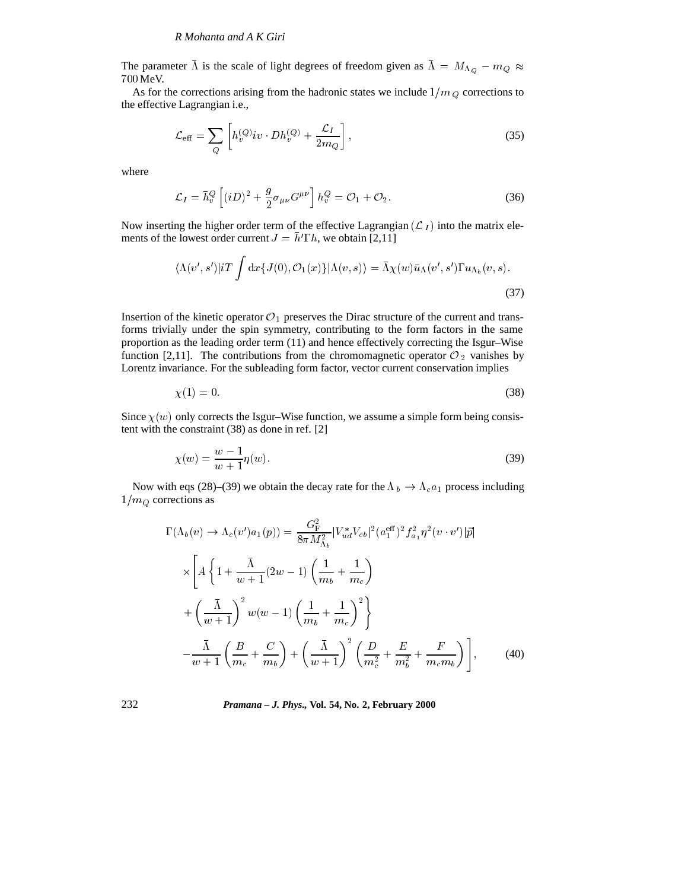The parameter $\bar{\Lambda}$ is the scale of light degrees of freedom given as $\bar{\Lambda} = M_{\Lambda_Q} - m_Q \approx 700$ MeV.

As for the corrections arising from the hadronic states we include $1/m_Q$ corrections to the effective Lagrangian i.e.,

$$\mathcal{L}_{\text{eff}} = \sum_{Q} \left[ h_v^{(Q)} iv \cdot D h_v^{(Q)} + \frac{\mathcal{L}_I}{2m_Q} \right], \tag{35}$$

where

$$\mathcal{L}_I = \bar{h}_v^Q \left[ (iD)^2 + \frac{g}{2} \sigma_{\mu\nu} G^{\mu\nu} \right] h_v^Q = \mathcal{O}_1 + \mathcal{O}_2. \tag{36}$$

Now inserting the higher order term of the effective Lagrangian ($\mathcal{L}_I$) into the matrix elements of the lowest order current $J = \bar{h}' \Gamma h$, we obtain [2,11]

$$\langle \Lambda(v', s') | iT \int \mathrm{d}x \{ J(0), \mathcal{O}_1(x) \} | \Lambda(v, s) \rangle = \bar{\Lambda} \chi(w) \bar{u}_\Lambda(v', s') \Gamma u_{\Lambda_b}(v, s). \tag{37}$$

Insertion of the kinetic operator $\mathcal{O}_1$ preserves the Dirac structure of the current and transforms trivially under the spin symmetry, contributing to the form factors in the same proportion as the leading order term (11) and hence effectively correcting the Isgur–Wise function [2,11]. The contributions from the chromomagnetic operator $\mathcal{O}_2$ vanishes by Lorentz invariance. For the subleading form factor, vector current conservation implies

$$\chi(1) = 0. \tag{38}$$

Since $\chi(w)$ only corrects the Isgur–Wise function, we assume a simple form being consistent with the constraint (38) as done in ref. [2]

$$\chi(w) = \frac{w-1}{w+1} \eta(w). \tag{39}$$

Now with eqs (28)–(39) we obtain the decay rate for the $\Lambda_b \to \Lambda_c a_1$ process including $1/m_Q$ corrections as

$$\begin{aligned}
\Gamma(\Lambda_b(v) \to \Lambda_c(v') a_1(p)) &= \frac{G_F^2}{8\pi M_{\Lambda_b}^2} |V_{ud}^* V_{cb}|^2 (a_1^{\text{eff}})^2 f_{a_1}^2 \eta^2(v \cdot v') |\vec{p}| \\
&\times \left[ A \left\{ 1 + \frac{\bar{\Lambda}}{w+1} (2w-1) \left( \frac{1}{m_b} + \frac{1}{m_c} \right) \right. \right. \\
&+ \left. \left( \frac{\bar{\Lambda}}{w+1} \right)^2 w(w-1) \left( \frac{1}{m_b} + \frac{1}{m_c} \right)^2 \right\} \\
&- \left. \frac{\bar{\Lambda}}{w+1} \left( \frac{B}{m_c} + \frac{C}{m_b} \right) + \left( \frac{\bar{\Lambda}}{w+1} \right)^2 \left( \frac{D}{m_c^2} + \frac{E}{m_b^2} + \frac{F}{m_c m_b} \right) \right],
\end{aligned} \tag{40}$$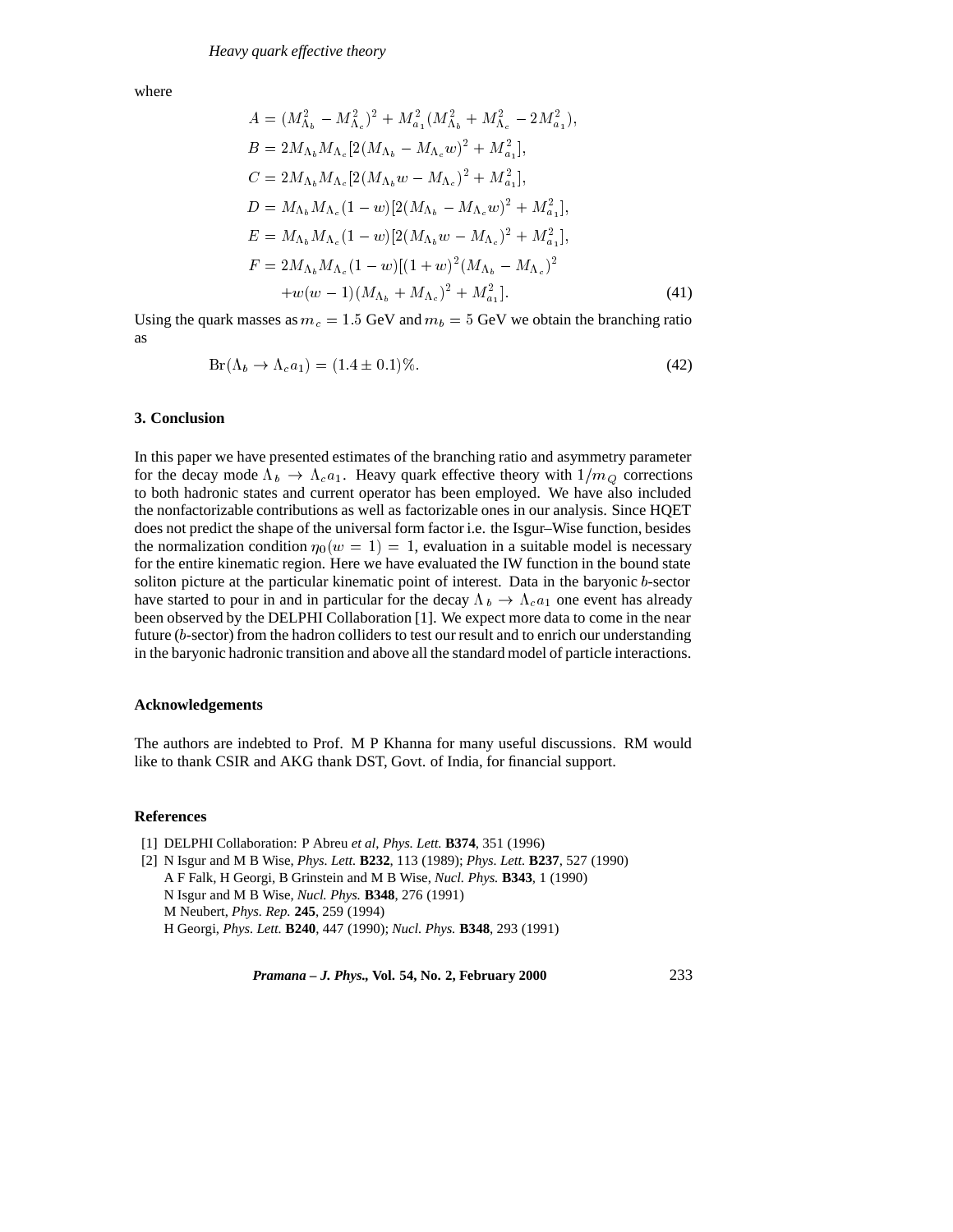where

$$
\begin{aligned}
A &= (M_{\Lambda_b}^2 - M_{\Lambda_c}^2)^2 + M_{a_1}^2(M_{\Lambda_b}^2 + M_{\Lambda_c}^2 - 2M_{a_1}^2), \\
B &= 2M_{\Lambda_b}M_{\Lambda_c}[2(M_{\Lambda_b} - M_{\Lambda_c}w)^2 + M_{a_1}^2], \\
C &= 2M_{\Lambda_b}M_{\Lambda_c}[2(M_{\Lambda_b}w - M_{\Lambda_c})^2 + M_{a_1}^2], \\
D &= M_{\Lambda_b}M_{\Lambda_c}(1-w)[2(M_{\Lambda_b} - M_{\Lambda_c}w)^2 + M_{a_1}^2], \\
E &= M_{\Lambda_b}M_{\Lambda_c}(1-w)[2(M_{\Lambda_b}w - M_{\Lambda_c})^2 + M_{a_1}^2], \\
F &= 2M_{\Lambda_b}M_{\Lambda_c}(1-w)[(1+w)^2(M_{\Lambda_b} - M_{\Lambda_c})^2 \\
&\quad + w(w-1)(M_{\Lambda_b} + M_{\Lambda_c})^2 + M_{a_1}^2].
\end{aligned} \tag{41}
$$

Using the quark masses as $m_c = 1.5$ GeV and $m_b = 5$ GeV we obtain the branching ratio as

$$
\mathrm{Br}(\Lambda_b \to \Lambda_c a_1) = (1.4 \pm 0.1)\%. \tag{42}
$$

## 3. Conclusion

In this paper we have presented estimates of the branching ratio and asymmetry parameter for the decay mode $\Lambda_b \to \Lambda_c a_1$. Heavy quark effective theory with $1/m_Q$ corrections to both hadronic states and current operator has been employed. We have also included the nonfactorizable contributions as well as factorizable ones in our analysis. Since HQET does not predict the shape of the universal form factor i.e. the Isgur–Wise function, besides the normalization condition $\eta_0(w=1) = 1$, evaluation in a suitable model is necessary for the entire kinematic region. Here we have evaluated the IW function in the bound state soliton picture at the particular kinematic point of interest. Data in the baryonic $b$-sector have started to pour in and in particular for the decay $\Lambda_b \to \Lambda_c a_1$ one event has already been observed by the DELPHI Collaboration [1]. We expect more data to come in the near future ($b$-sector) from the hadron colliders to test our result and to enrich our understanding in the baryonic hadronic transition and above all the standard model of particle interactions.

## Acknowledgements

The authors are indebted to Prof. M P Khanna for many useful discussions. RM would like to thank CSIR and AKG thank DST, Govt. of India, for financial support.

## References

[1] DELPHI Collaboration: P Abreu *et al*, *Phys. Lett.* **B374**, 351 (1996)

[2] N Isgur and M B Wise, *Phys. Lett.* **B232**, 113 (1989); *Phys. Lett.* **B237**, 527 (1990)
A F Falk, H Georgi, B Grinstein and M B Wise, *Nucl. Phys.* **B343**, 1 (1990)
N Isgur and M B Wise, *Nucl. Phys.* **B348**, 276 (1991)
M Neubert, *Phys. Rep.* **245**, 259 (1994)
H Georgi, *Phys. Lett.* **B240**, 447 (1990); *Nucl. Phys.* **B348**, 293 (1991)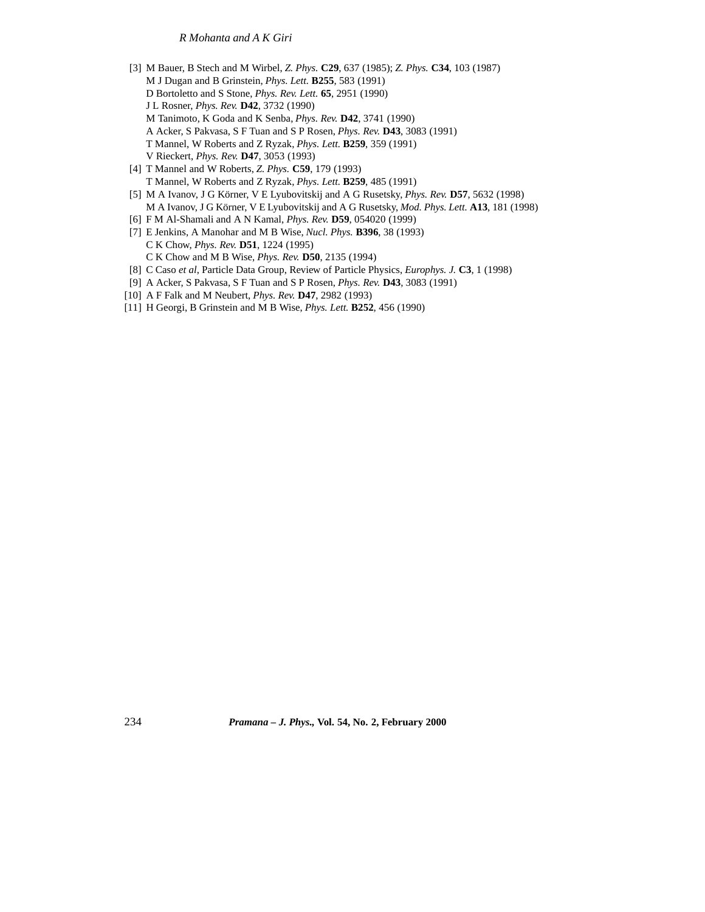[3] M Bauer, B Stech and M Wirbel, *Z. Phys.* **C29**, 637 (1985); *Z. Phys.* **C34**, 103 (1987)
M J Dugan and B Grinstein, *Phys. Lett.* **B255**, 583 (1991)
D Bortoletto and S Stone, *Phys. Rev. Lett.* **65**, 2951 (1990)
J L Rosner, *Phys. Rev.* **D42**, 3732 (1990)
M Tanimoto, K Goda and K Senba, *Phys. Rev.* **D42**, 3741 (1990)
A Acker, S Pakvasa, S F Tuan and S P Rosen, *Phys. Rev.* **D43**, 3083 (1991)
T Mannel, W Roberts and Z Ryzak, *Phys. Lett.* **B259**, 359 (1991)
V Rieckert, *Phys. Rev.* **D47**, 3053 (1993)

[4] T Mannel and W Roberts, *Z. Phys.* **C59**, 179 (1993)
T Mannel, W Roberts and Z Ryzak, *Phys. Lett.* **B259**, 485 (1991)

[5] M A Ivanov, J G Körner, V E Lyubovitskij and A G Rusetsky, *Phys. Rev.* **D57**, 5632 (1998)
M A Ivanov, J G Körner, V E Lyubovitskij and A G Rusetsky, *Mod. Phys. Lett.* **A13**, 181 (1998)

[6] F M Al-Shamali and A N Kamal, *Phys. Rev.* **D59**, 054020 (1999)

[7] E Jenkins, A Manohar and M B Wise, *Nucl. Phys.* **B396**, 38 (1993)
C K Chow, *Phys. Rev.* **D51**, 1224 (1995)
C K Chow and M B Wise, *Phys. Rev.* **D50**, 2135 (1994)

[8] C Caso *et al*, Particle Data Group, Review of Particle Physics, *Europhys. J.* **C3**, 1 (1998)

[9] A Acker, S Pakvasa, S F Tuan and S P Rosen, *Phys. Rev.* **D43**, 3083 (1991)

[10] A F Falk and M Neubert, *Phys. Rev.* **D47**, 2982 (1993)

[11] H Georgi, B Grinstein and M B Wise, *Phys. Lett.* **B252**, 456 (1990)